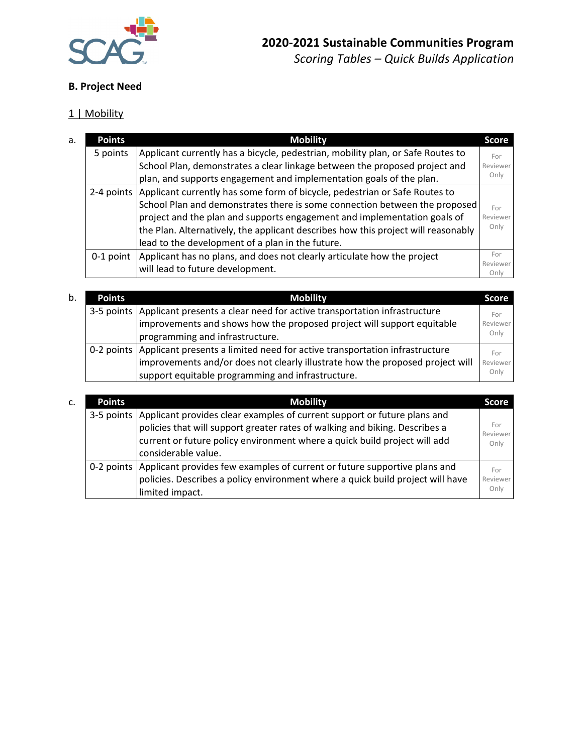**2020-2021 Sustainable Communities Program**
*Scoring Tables – Quick Builds Application*

## B. Project Need

### 1 | Mobility

a.

| Points | Mobility | Score |
|---|---|---|
| 5 points | Applicant currently has a bicycle, pedestrian, mobility plan, or Safe Routes to School Plan, demonstrates a clear linkage between the proposed project and plan, and supports engagement and implementation goals of the plan. | For Reviewer Only |
| 2-4 points | Applicant currently has some form of bicycle, pedestrian or Safe Routes to School Plan and demonstrates there is some connection between the proposed project and the plan and supports engagement and implementation goals of the Plan. Alternatively, the applicant describes how this project will reasonably lead to the development of a plan in the future. | For Reviewer Only |
| 0-1 point | Applicant has no plans, and does not clearly articulate how the project will lead to future development. | For Reviewer Only |

b.

| Points | Mobility | Score |
|---|---|---|
| 3-5 points | Applicant presents a clear need for active transportation infrastructure improvements and shows how the proposed project will support equitable programming and infrastructure. | For Reviewer Only |
| 0-2 points | Applicant presents a limited need for active transportation infrastructure improvements and/or does not clearly illustrate how the proposed project will support equitable programming and infrastructure. | For Reviewer Only |

c.

| Points | Mobility | Score |
|---|---|---|
| 3-5 points | Applicant provides clear examples of current support or future plans and policies that will support greater rates of walking and biking. Describes a current or future policy environment where a quick build project will add considerable value. | For Reviewer Only |
| 0-2 points | Applicant provides few examples of current or future supportive plans and policies. Describes a policy environment where a quick build project will have limited impact. | For Reviewer Only |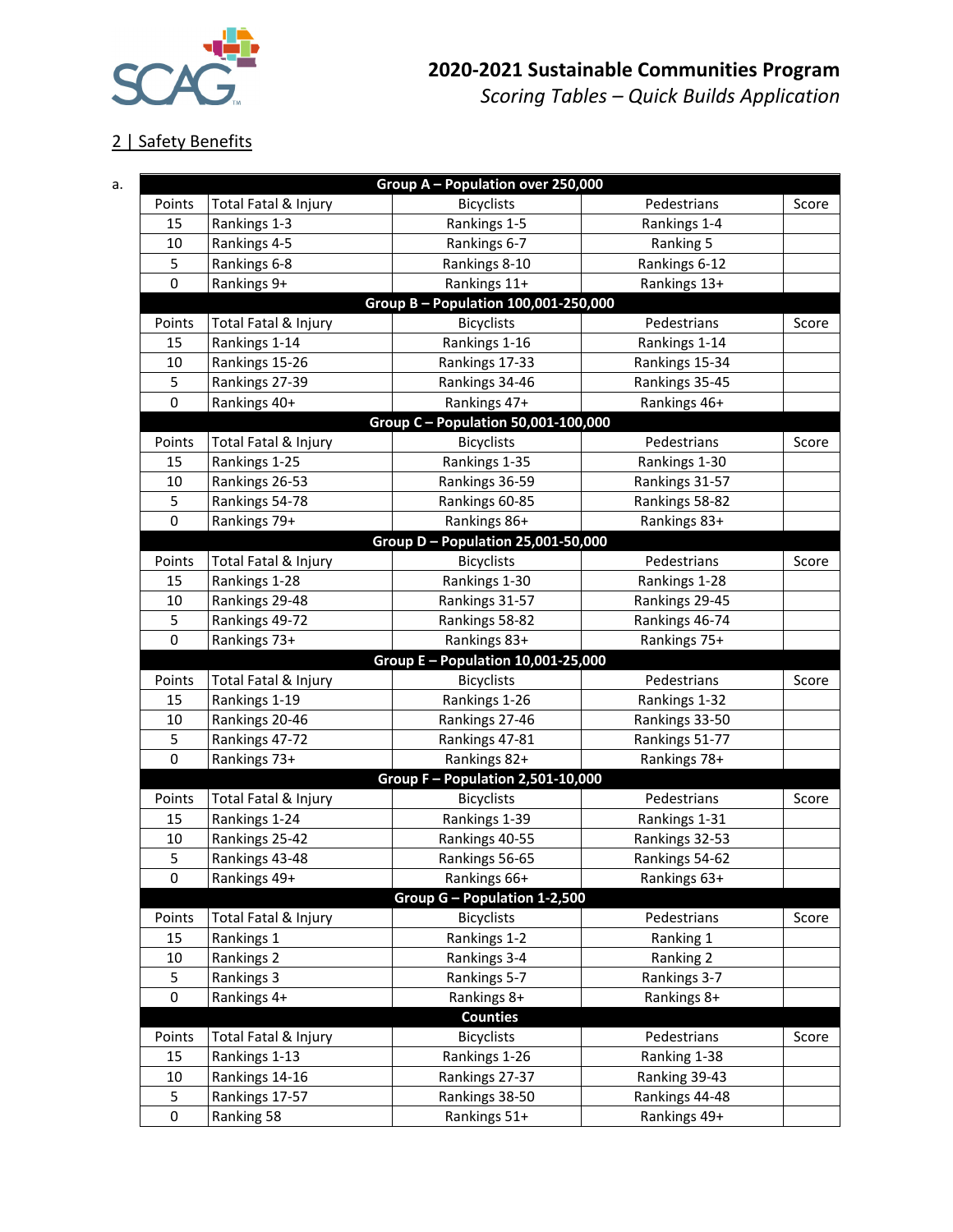## 2 | Safety Benefits

a.

| Group A – Population over 250,000 | | | | |
|---|---|---|---|---|
| Points | Total Fatal & Injury | Bicyclists | Pedestrians | Score |
| 15 | Rankings 1-3 | Rankings 1-5 | Rankings 1-4 | |
| 10 | Rankings 4-5 | Rankings 6-7 | Ranking 5 | |
| 5 | Rankings 6-8 | Rankings 8-10 | Rankings 6-12 | |
| 0 | Rankings 9+ | Rankings 11+ | Rankings 13+ | |
| **Group B – Population 100,001-250,000** | | | | |
| Points | Total Fatal & Injury | Bicyclists | Pedestrians | Score |
| 15 | Rankings 1-14 | Rankings 1-16 | Rankings 1-14 | |
| 10 | Rankings 15-26 | Rankings 17-33 | Rankings 15-34 | |
| 5 | Rankings 27-39 | Rankings 34-46 | Rankings 35-45 | |
| 0 | Rankings 40+ | Rankings 47+ | Rankings 46+ | |
| **Group C – Population 50,001-100,000** | | | | |
| Points | Total Fatal & Injury | Bicyclists | Pedestrians | Score |
| 15 | Rankings 1-25 | Rankings 1-35 | Rankings 1-30 | |
| 10 | Rankings 26-53 | Rankings 36-59 | Rankings 31-57 | |
| 5 | Rankings 54-78 | Rankings 60-85 | Rankings 58-82 | |
| 0 | Rankings 79+ | Rankings 86+ | Rankings 83+ | |
| **Group D – Population 25,001-50,000** | | | | |
| Points | Total Fatal & Injury | Bicyclists | Pedestrians | Score |
| 15 | Rankings 1-28 | Rankings 1-30 | Rankings 1-28 | |
| 10 | Rankings 29-48 | Rankings 31-57 | Rankings 29-45 | |
| 5 | Rankings 49-72 | Rankings 58-82 | Rankings 46-74 | |
| 0 | Rankings 73+ | Rankings 83+ | Rankings 75+ | |
| **Group E – Population 10,001-25,000** | | | | |
| Points | Total Fatal & Injury | Bicyclists | Pedestrians | Score |
| 15 | Rankings 1-19 | Rankings 1-26 | Rankings 1-32 | |
| 10 | Rankings 20-46 | Rankings 27-46 | Rankings 33-50 | |
| 5 | Rankings 47-72 | Rankings 47-81 | Rankings 51-77 | |
| 0 | Rankings 73+ | Rankings 82+ | Rankings 78+ | |
| **Group F – Population 2,501-10,000** | | | | |
| Points | Total Fatal & Injury | Bicyclists | Pedestrians | Score |
| 15 | Rankings 1-24 | Rankings 1-39 | Rankings 1-31 | |
| 10 | Rankings 25-42 | Rankings 40-55 | Rankings 32-53 | |
| 5 | Rankings 43-48 | Rankings 56-65 | Rankings 54-62 | |
| 0 | Rankings 49+ | Rankings 66+ | Rankings 63+ | |
| **Group G – Population 1-2,500** | | | | |
| Points | Total Fatal & Injury | Bicyclists | Pedestrians | Score |
| 15 | Rankings 1 | Rankings 1-2 | Ranking 1 | |
| 10 | Rankings 2 | Rankings 3-4 | Ranking 2 | |
| 5 | Rankings 3 | Rankings 5-7 | Rankings 3-7 | |
| 0 | Rankings 4+ | Rankings 8+ | Rankings 8+ | |
| **Counties** | | | | |
| Points | Total Fatal & Injury | Bicyclists | Pedestrians | Score |
| 15 | Rankings 1-13 | Rankings 1-26 | Ranking 1-38 | |
| 10 | Rankings 14-16 | Rankings 27-37 | Ranking 39-43 | |
| 5 | Rankings 17-57 | Rankings 38-50 | Rankings 44-48 | |
| 0 | Ranking 58 | Rankings 51+ | Rankings 49+ | |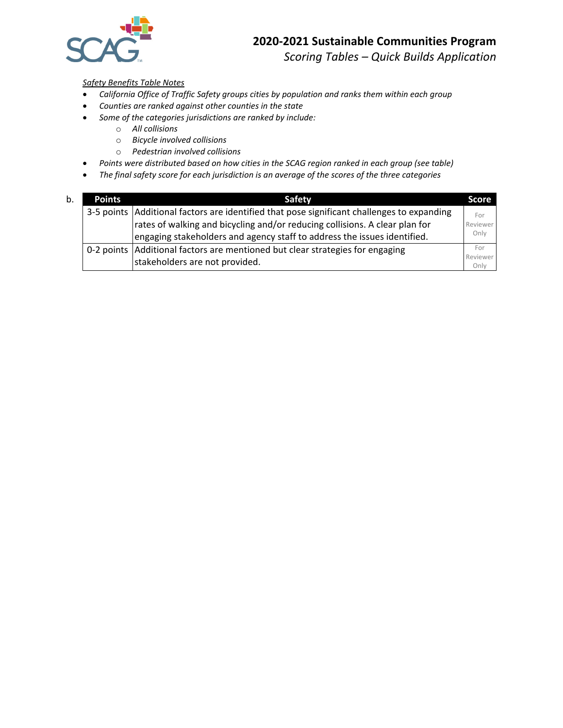*Safety Benefits Table Notes*

- *California Office of Traffic Safety groups cities by population and ranks them within each group*
- *Counties are ranked against other counties in the state*
- *Some of the categories jurisdictions are ranked by include:*
    - *All collisions*
    - *Bicycle involved collisions*
    - *Pedestrian involved collisions*
- *Points were distributed based on how cities in the SCAG region ranked in each group (see table)*
- *The final safety score for each jurisdiction is an average of the scores of the three categories*

b.

| Points | Safety | Score |
|---|---|---|
| 3-5 points | Additional factors are identified that pose significant challenges to expanding rates of walking and bicycling and/or reducing collisions. A clear plan for engaging stakeholders and agency staff to address the issues identified. | For Reviewer Only |
| 0-2 points | Additional factors are mentioned but clear strategies for engaging stakeholders are not provided. | For Reviewer Only |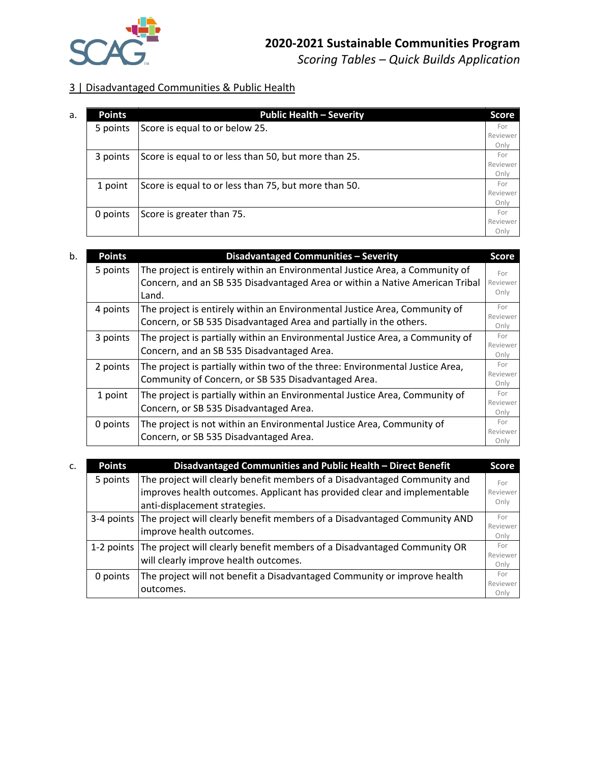## 3 | Disadvantaged Communities & Public Health

a.

| Points | Public Health – Severity | Score |
|---|---|---|
| 5 points | Score is equal to or below 25. | For Reviewer Only |
| 3 points | Score is equal to or less than 50, but more than 25. | For Reviewer Only |
| 1 point | Score is equal to or less than 75, but more than 50. | For Reviewer Only |
| 0 points | Score is greater than 75. | For Reviewer Only |

b.

| Points | Disadvantaged Communities – Severity | Score |
|---|---|---|
| 5 points | The project is entirely within an Environmental Justice Area, a Community of Concern, and an SB 535 Disadvantaged Area or within a Native American Tribal Land. | For Reviewer Only |
| 4 points | The project is entirely within an Environmental Justice Area, Community of Concern, or SB 535 Disadvantaged Area and partially in the others. | For Reviewer Only |
| 3 points | The project is partially within an Environmental Justice Area, a Community of Concern, and an SB 535 Disadvantaged Area. | For Reviewer Only |
| 2 points | The project is partially within two of the three: Environmental Justice Area, Community of Concern, or SB 535 Disadvantaged Area. | For Reviewer Only |
| 1 point | The project is partially within an Environmental Justice Area, Community of Concern, or SB 535 Disadvantaged Area. | For Reviewer Only |
| 0 points | The project is not within an Environmental Justice Area, Community of Concern, or SB 535 Disadvantaged Area. | For Reviewer Only |

c.

| Points | Disadvantaged Communities and Public Health – Direct Benefit | Score |
|---|---|---|
| 5 points | The project will clearly benefit members of a Disadvantaged Community and improves health outcomes. Applicant has provided clear and implementable anti-displacement strategies. | For Reviewer Only |
| 3-4 points | The project will clearly benefit members of a Disadvantaged Community AND improve health outcomes. | For Reviewer Only |
| 1-2 points | The project will clearly benefit members of a Disadvantaged Community OR will clearly improve health outcomes. | For Reviewer Only |
| 0 points | The project will not benefit a Disadvantaged Community or improve health outcomes. | For Reviewer Only |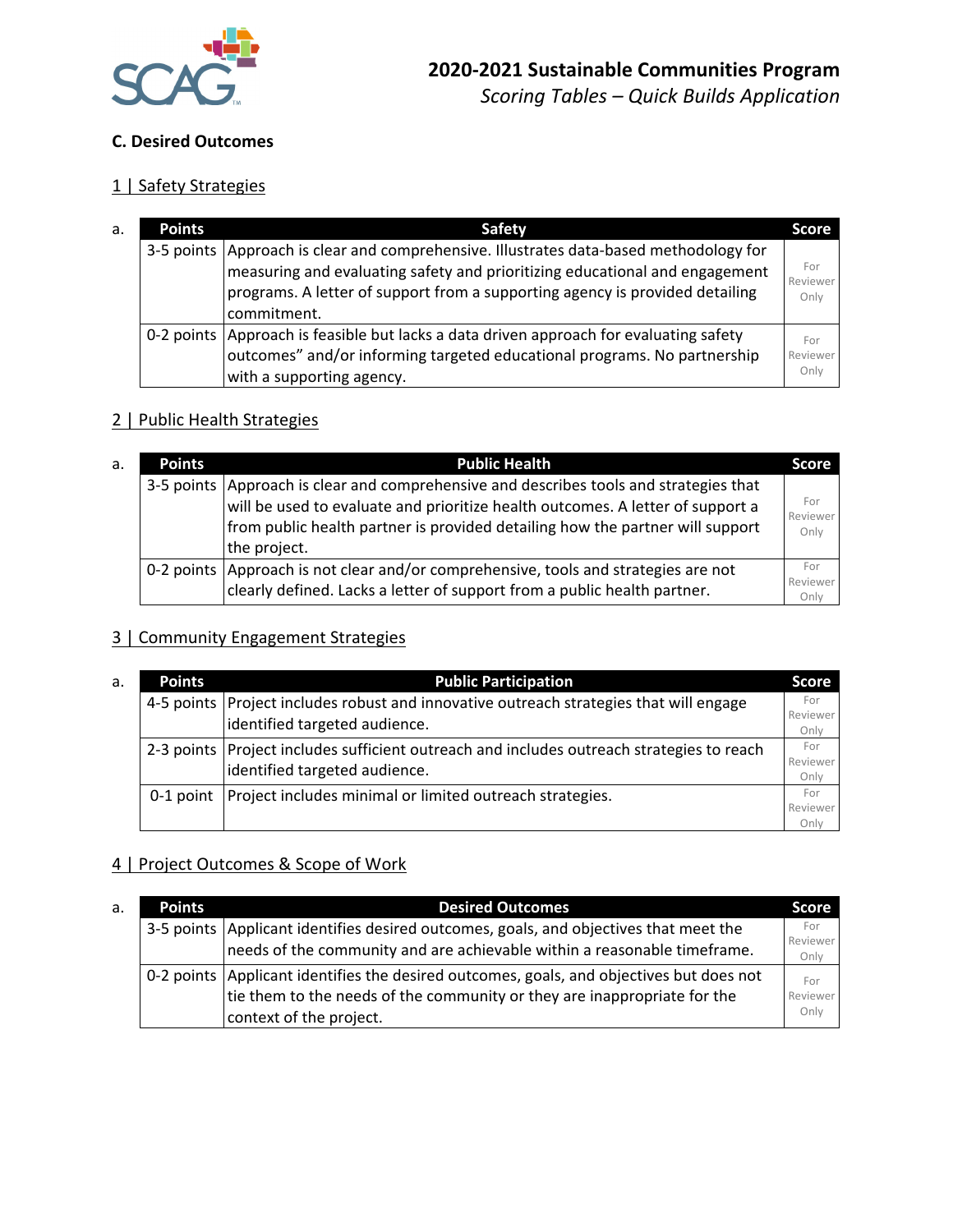## C. Desired Outcomes

### 1 | Safety Strategies

a.

| Points | Safety | Score |
|---|---|---|
| 3-5 points | Approach is clear and comprehensive. Illustrates data-based methodology for measuring and evaluating safety and prioritizing educational and engagement programs. A letter of support from a supporting agency is provided detailing commitment. | For Reviewer Only |
| 0-2 points | Approach is feasible but lacks a data driven approach for evaluating safety outcomes" and/or informing targeted educational programs. No partnership with a supporting agency. | For Reviewer Only |

### 2 | Public Health Strategies

a.

| Points | Public Health | Score |
|---|---|---|
| 3-5 points | Approach is clear and comprehensive and describes tools and strategies that will be used to evaluate and prioritize health outcomes. A letter of support from public health partner is provided detailing how the partner will support the project. | For Reviewer Only |
| 0-2 points | Approach is not clear and/or comprehensive, tools and strategies are not clearly defined. Lacks a letter of support from a public health partner. | For Reviewer Only |

### 3 | Community Engagement Strategies

a.

| Points | Public Participation | Score |
|---|---|---|
| 4-5 points | Project includes robust and innovative outreach strategies that will engage identified targeted audience. | For Reviewer Only |
| 2-3 points | Project includes sufficient outreach and includes outreach strategies to reach identified targeted audience. | For Reviewer Only |
| 0-1 point | Project includes minimal or limited outreach strategies. | For Reviewer Only |

### 4 | Project Outcomes & Scope of Work

a.

| Points | Desired Outcomes | Score |
|---|---|---|
| 3-5 points | Applicant identifies desired outcomes, goals, and objectives that meet the needs of the community and are achievable within a reasonable timeframe. | For Reviewer Only |
| 0-2 points | Applicant identifies the desired outcomes, goals, and objectives but does not tie them to the needs of the community or they are inappropriate for the context of the project. | For Reviewer Only |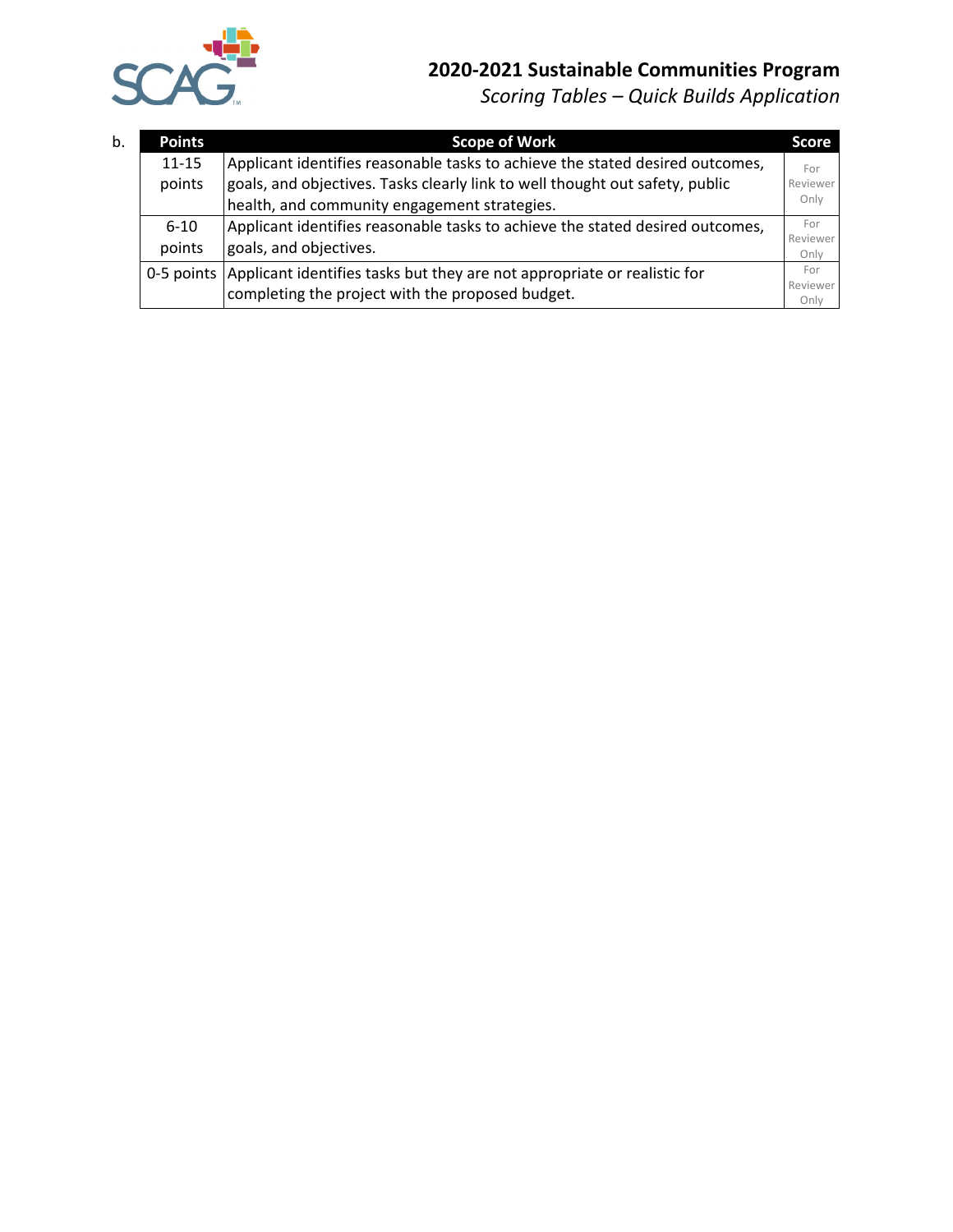## 2020-2021 Sustainable Communities Program

*Scoring Tables – Quick Builds Application*

b.

| Points | Scope of Work | Score |
|---|---|---|
| 11-15 points | Applicant identifies reasonable tasks to achieve the stated desired outcomes, goals, and objectives. Tasks clearly link to well thought out safety, public health, and community engagement strategies. | For Reviewer Only |
| 6-10 points | Applicant identifies reasonable tasks to achieve the stated desired outcomes, goals, and objectives. | For Reviewer Only |
| 0-5 points | Applicant identifies tasks but they are not appropriate or realistic for completing the project with the proposed budget. | For Reviewer Only |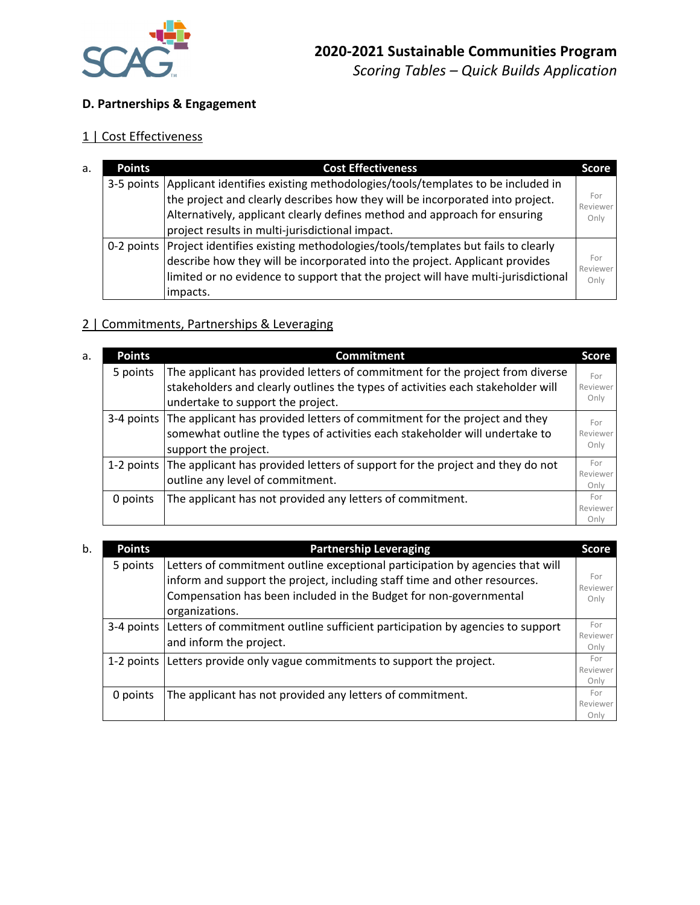### D. Partnerships & Engagement

1 | Cost Effectiveness

a.

| Points | Cost Effectiveness | Score |
|---|---|---|
| 3-5 points | Applicant identifies existing methodologies/tools/templates to be included in the project and clearly describes how they will be incorporated into project. Alternatively, applicant clearly defines method and approach for ensuring project results in multi-jurisdictional impact. | For Reviewer Only |
| 0-2 points | Project identifies existing methodologies/tools/templates but fails to clearly describe how they will be incorporated into the project. Applicant provides limited or no evidence to support that the project will have multi-jurisdictional impacts. | For Reviewer Only |

2 | Commitments, Partnerships & Leveraging

a.

| Points | Commitment | Score |
|---|---|---|
| 5 points | The applicant has provided letters of commitment for the project from diverse stakeholders and clearly outlines the types of activities each stakeholder will undertake to support the project. | For Reviewer Only |
| 3-4 points | The applicant has provided letters of commitment for the project and they somewhat outline the types of activities each stakeholder will undertake to support the project. | For Reviewer Only |
| 1-2 points | The applicant has provided letters of support for the project and they do not outline any level of commitment. | For Reviewer Only |
| 0 points | The applicant has not provided any letters of commitment. | For Reviewer Only |

b.

| Points | Partnership Leveraging | Score |
|---|---|---|
| 5 points | Letters of commitment outline exceptional participation by agencies that will inform and support the project, including staff time and other resources. Compensation has been included in the Budget for non-governmental organizations. | For Reviewer Only |
| 3-4 points | Letters of commitment outline sufficient participation by agencies to support and inform the project. | For Reviewer Only |
| 1-2 points | Letters provide only vague commitments to support the project. | For Reviewer Only |
| 0 points | The applicant has not provided any letters of commitment. | For Reviewer Only |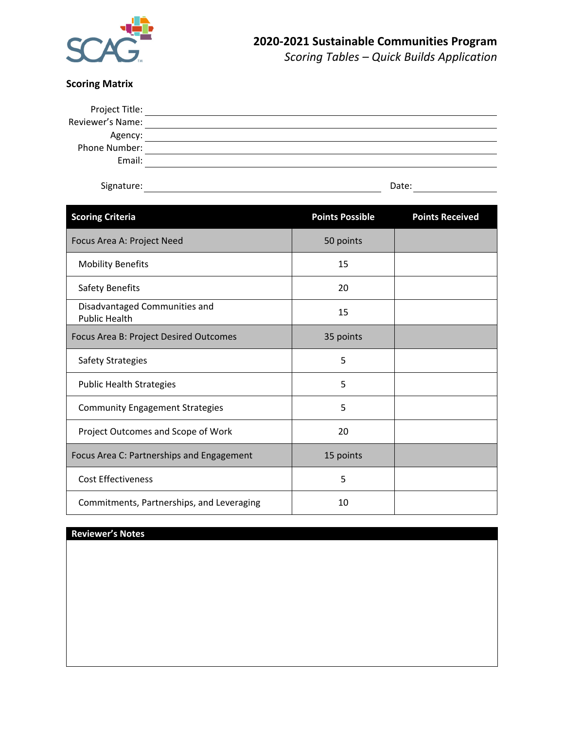## 2020-2021 Sustainable Communities Program

*Scoring Tables – Quick Builds Application*

**Scoring Matrix**

Project Title: \_\_\_\_\_\_\_\_\_\_\_\_\_\_\_\_\_\_\_\_\_\_\_\_\_\_\_\_\_\_\_\_\_\_\_\_\_\_\_\_

Reviewer's Name: \_\_\_\_\_\_\_\_\_\_\_\_\_\_\_\_\_\_\_\_\_\_\_\_\_\_\_\_\_\_\_\_\_\_\_\_\_\_\_\_

Agency: \_\_\_\_\_\_\_\_\_\_\_\_\_\_\_\_\_\_\_\_\_\_\_\_\_\_\_\_\_\_\_\_\_\_\_\_\_\_\_\_

Phone Number: \_\_\_\_\_\_\_\_\_\_\_\_\_\_\_\_\_\_\_\_\_\_\_\_\_\_\_\_\_\_\_\_\_\_\_\_\_\_\_\_

Email: \_\_\_\_\_\_\_\_\_\_\_\_\_\_\_\_\_\_\_\_\_\_\_\_\_\_\_\_\_\_\_\_\_\_\_\_\_\_\_\_

Signature: \_\_\_\_\_\_\_\_\_\_\_\_\_\_\_\_\_\_\_\_\_\_\_\_\_\_\_\_\_\_ Date: \_\_\_\_\_\_\_\_\_\_\_\_

| Scoring Criteria | Points Possible | Points Received |
|---|---|---|
| Focus Area A: Project Need | 50 points | |
| Mobility Benefits | 15 | |
| Safety Benefits | 20 | |
| Disadvantaged Communities and Public Health | 15 | |
| Focus Area B: Project Desired Outcomes | 35 points | |
| Safety Strategies | 5 | |
| Public Health Strategies | 5 | |
| Community Engagement Strategies | 5 | |
| Project Outcomes and Scope of Work | 20 | |
| Focus Area C: Partnerships and Engagement | 15 points | |
| Cost Effectiveness | 5 | |
| Commitments, Partnerships, and Leveraging | 10 | |

| Reviewer's Notes |
|---|
| |